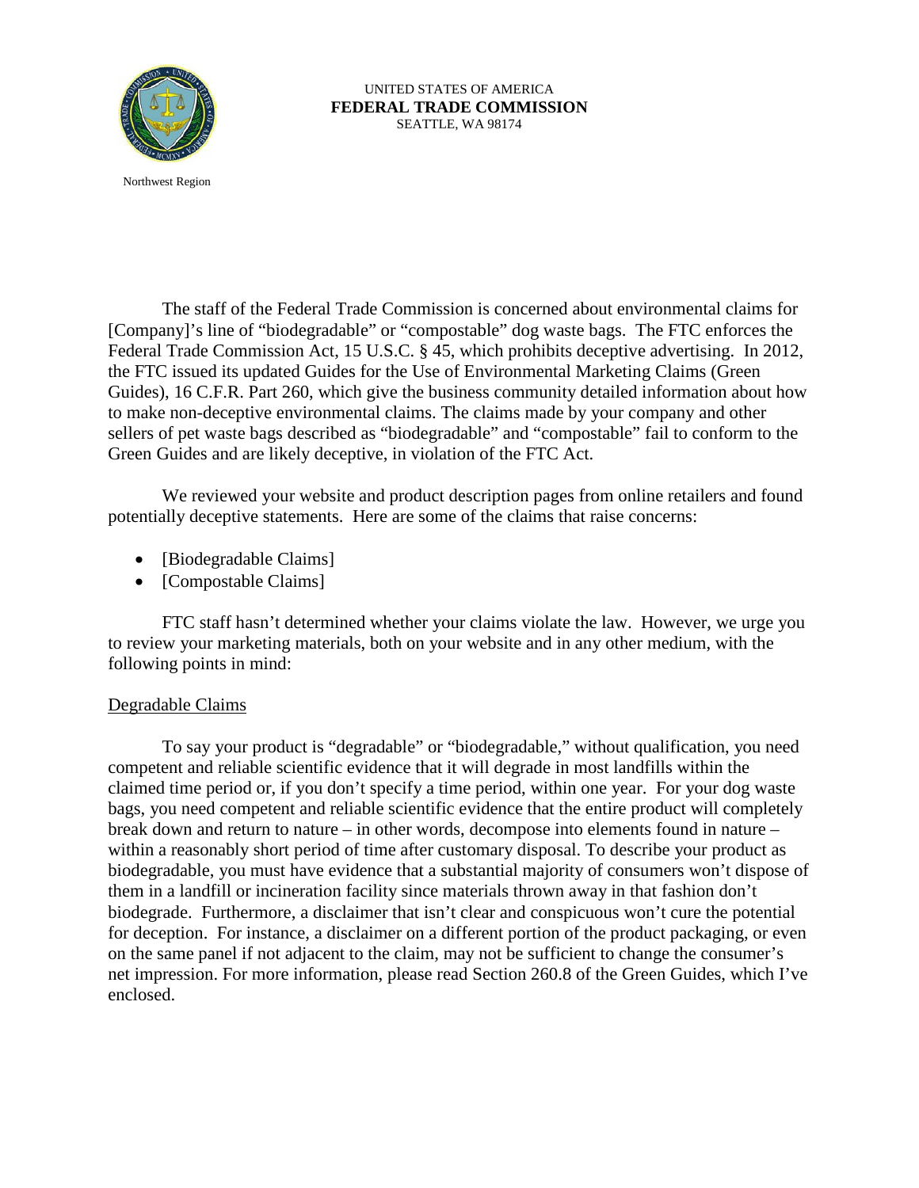Northwest Region

UNITED STATES OF AMERICA
**FEDERAL TRADE COMMISSION**
SEATTLE, WA 98174

The staff of the Federal Trade Commission is concerned about environmental claims for [Company]'s line of "biodegradable" or "compostable" dog waste bags. The FTC enforces the Federal Trade Commission Act, 15 U.S.C. § 45, which prohibits deceptive advertising. In 2012, the FTC issued its updated Guides for the Use of Environmental Marketing Claims (Green Guides), 16 C.F.R. Part 260, which give the business community detailed information about how to make non-deceptive environmental claims. The claims made by your company and other sellers of pet waste bags described as "biodegradable" and "compostable" fail to conform to the Green Guides and are likely deceptive, in violation of the FTC Act.

We reviewed your website and product description pages from online retailers and found potentially deceptive statements. Here are some of the claims that raise concerns:

- [Biodegradable Claims]
- [Compostable Claims]

FTC staff hasn't determined whether your claims violate the law. However, we urge you to review your marketing materials, both on your website and in any other medium, with the following points in mind:

<u>Degradable Claims</u>

To say your product is "degradable" or "biodegradable," without qualification, you need competent and reliable scientific evidence that it will degrade in most landfills within the claimed time period or, if you don't specify a time period, within one year. For your dog waste bags, you need competent and reliable scientific evidence that the entire product will completely break down and return to nature – in other words, decompose into elements found in nature – within a reasonably short period of time after customary disposal. To describe your product as biodegradable, you must have evidence that a substantial majority of consumers won't dispose of them in a landfill or incineration facility since materials thrown away in that fashion don't biodegrade. Furthermore, a disclaimer that isn't clear and conspicuous won't cure the potential for deception. For instance, a disclaimer on a different portion of the product packaging, or even on the same panel if not adjacent to the claim, may not be sufficient to change the consumer's net impression. For more information, please read Section 260.8 of the Green Guides, which I've enclosed.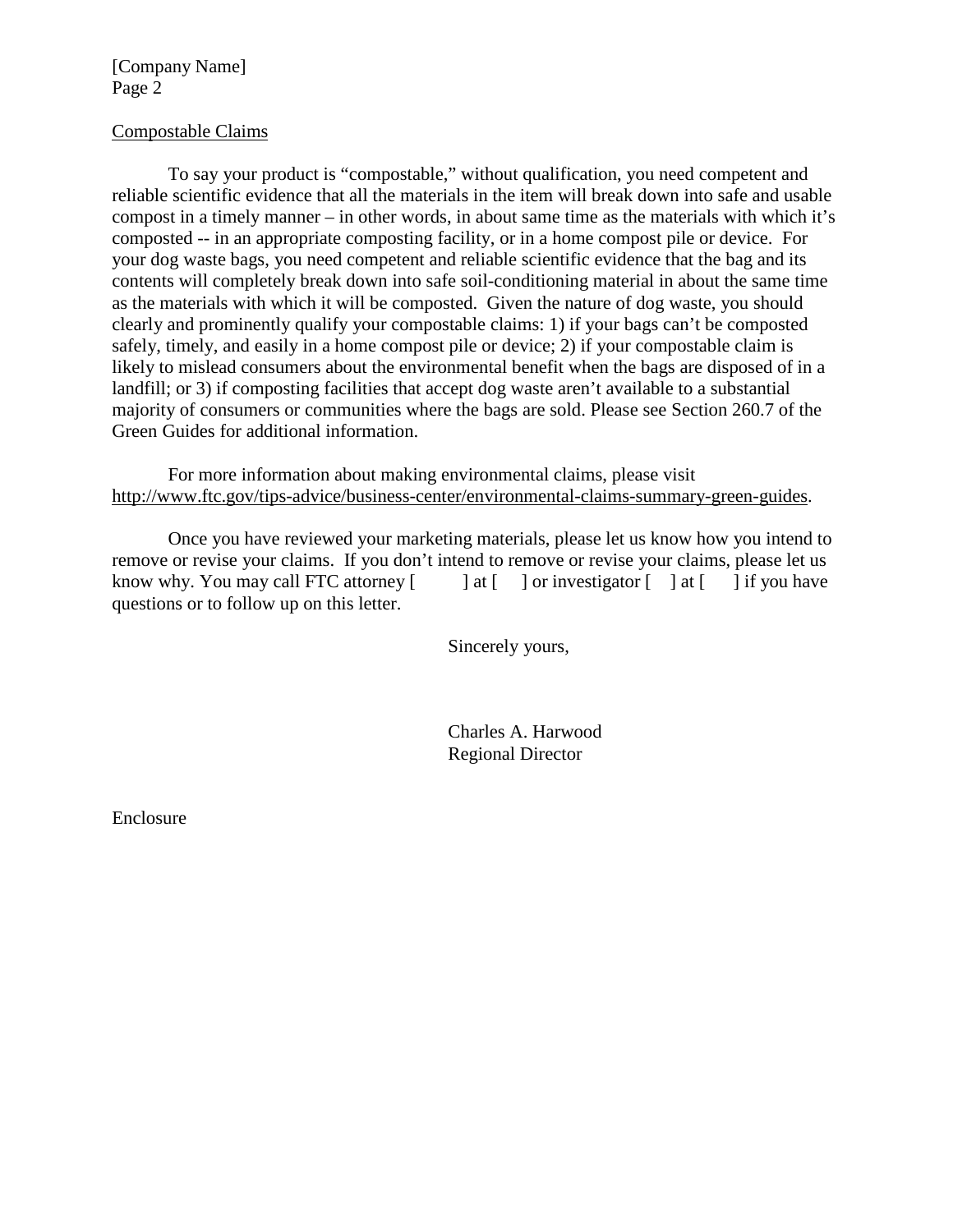Compostable Claims

To say your product is “compostable,” without qualification, you need competent and reliable scientific evidence that all the materials in the item will break down into safe and usable compost in a timely manner – in other words, in about same time as the materials with which it’s composted -- in an appropriate composting facility, or in a home compost pile or device. For your dog waste bags, you need competent and reliable scientific evidence that the bag and its contents will completely break down into safe soil-conditioning material in about the same time as the materials with which it will be composted. Given the nature of dog waste, you should clearly and prominently qualify your compostable claims: 1) if your bags can’t be composted safely, timely, and easily in a home compost pile or device; 2) if your compostable claim is likely to mislead consumers about the environmental benefit when the bags are disposed of in a landfill; or 3) if composting facilities that accept dog waste aren’t available to a substantial majority of consumers or communities where the bags are sold. Please see Section 260.7 of the Green Guides for additional information.

For more information about making environmental claims, please visit http://www.ftc.gov/tips-advice/business-center/environmental-claims-summary-green-guides.

Once you have reviewed your marketing materials, please let us know how you intend to remove or revise your claims. If you don’t intend to remove or revise your claims, please let us know why. You may call FTC attorney [ ] at [ ] or investigator [ ] at [ ] if you have questions or to follow up on this letter.

Sincerely yours,

Charles A. Harwood
Regional Director

Enclosure